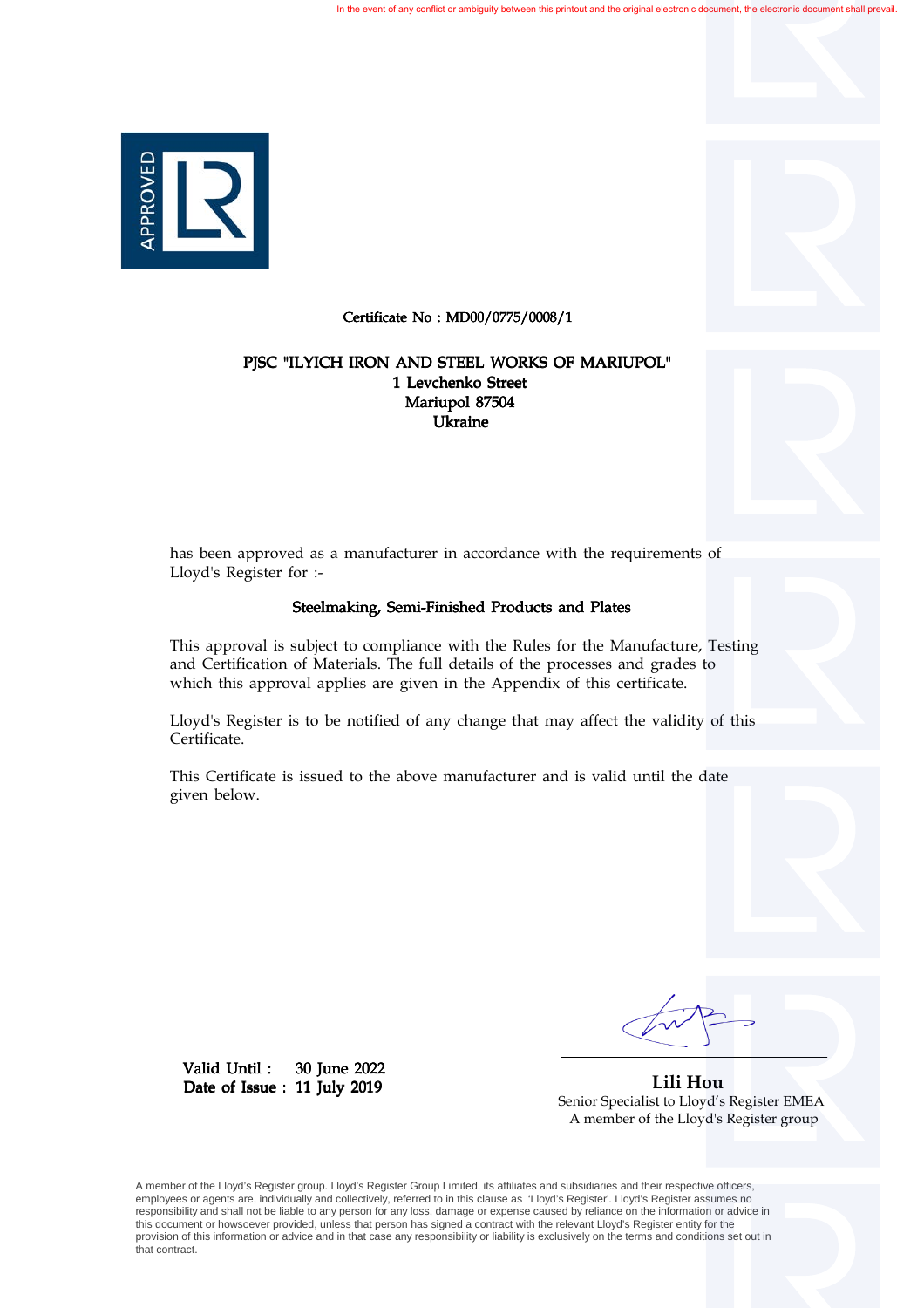In the event of any conflict or ambiguity between this printout and the original electronic document, the electronic document shall prevail.

APPROVED

**Certificate No : MD00/0775/0008/1**

**PJSC "ILYICH IRON AND STEEL WORKS OF MARIUPOL"**
**1 Levchenko Street**
**Mariupol 87504**
**Ukraine**

has been approved as a manufacturer in accordance with the requirements of Lloyd's Register for :-

**Steelmaking, Semi-Finished Products and Plates**

This approval is subject to compliance with the Rules for the Manufacture, Testing and Certification of Materials. The full details of the processes and grades to which this approval applies are given in the Appendix of this certificate.

Lloyd's Register is to be notified of any change that may affect the validity of this Certificate.

This Certificate is issued to the above manufacturer and is valid until the date given below.

**Valid Until :** 30 June 2022
**Date of Issue :** 11 July 2019

**Lili Hou**
Senior Specialist to Lloyd's Register EMEA
A member of the Lloyd's Register group

A member of the Lloyd's Register group. Lloyd's Register Group Limited, its affiliates and subsidiaries and their respective officers, employees or agents are, individually and collectively, referred to in this clause as 'Lloyd's Register'. Lloyd's Register assumes no responsibility and shall not be liable to any person for any loss, damage or expense caused by reliance on the information or advice in this document or howsoever provided, unless that person has signed a contract with the relevant Lloyd's Register entity for the provision of this information or advice and in that case any responsibility or liability is exclusively on the terms and conditions set out in that contract.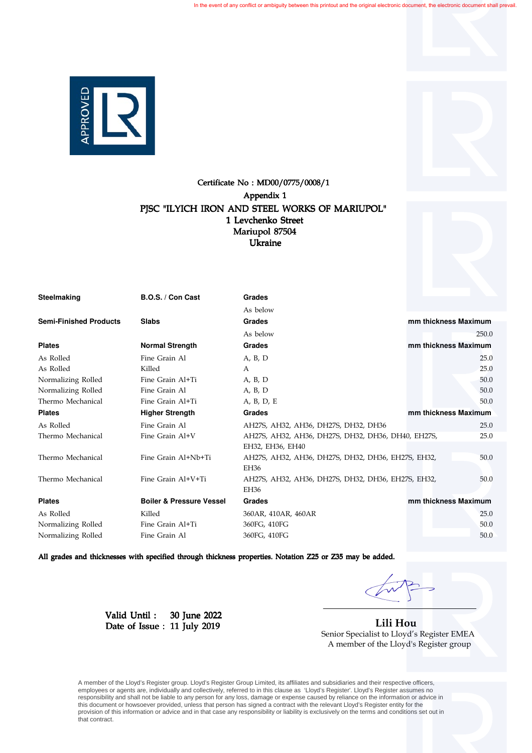In the event of any conflict or ambiguity between this printout and the original electronic document, the electronic document shall prevail.

APPROVED

**Certificate No : MD00/0775/0008/1**

**Appendix 1**

**PJSC "ILYICH IRON AND STEEL WORKS OF MARIUPOL"**
**1 Levchenko Street**
**Mariupol 87504**
**Ukraine**

| | | | |
|---|---|---|---|
| **Steelmaking** | **B.O.S. / Con Cast** | **Grades** | |
| | | As below | |
| **Semi-Finished Products** | **Slabs** | **Grades** | **mm thickness Maximum** |
| | | As below | 250.0 |
| **Plates** | **Normal Strength** | **Grades** | **mm thickness Maximum** |
| As Rolled | Fine Grain Al | A, B, D | 25.0 |
| As Rolled | Killed | A | 25.0 |
| Normalizing Rolled | Fine Grain Al+Ti | A, B, D | 50.0 |
| Normalizing Rolled | Fine Grain Al | A, B, D | 50.0 |
| Thermo Mechanical | Fine Grain Al+Ti | A, B, D, E | 50.0 |
| **Plates** | **Higher Strength** | **Grades** | **mm thickness Maximum** |
| As Rolled | Fine Grain Al | AH27S, AH32, AH36, DH27S, DH32, DH36 | 25.0 |
| Thermo Mechanical | Fine Grain Al+V | AH27S, AH32, AH36, DH27S, DH32, DH36, DH40, EH27S, EH32, EH36, EH40 | 25.0 |
| Thermo Mechanical | Fine Grain Al+Nb+Ti | AH27S, AH32, AH36, DH27S, DH32, DH36, EH27S, EH32, EH36 | 50.0 |
| Thermo Mechanical | Fine Grain Al+V+Ti | AH27S, AH32, AH36, DH27S, DH32, DH36, EH27S, EH32, EH36 | 50.0 |
| **Plates** | **Boiler & Pressure Vessel** | **Grades** | **mm thickness Maximum** |
| As Rolled | Killed | 360AR, 410AR, 460AR | 25.0 |
| Normalizing Rolled | Fine Grain Al+Ti | 360FG, 410FG | 50.0 |
| Normalizing Rolled | Fine Grain Al | 360FG, 410FG | 50.0 |

**All grades and thicknesses with specified through thickness properties. Notation Z25 or Z35 may be added.**

Valid Until : 30 June 2022
Date of Issue : 11 July 2019

**Lili Hou**
Senior Specialist to Lloyd's Register EMEA
A member of the Lloyd's Register group

A member of the Lloyd's Register group. Lloyd's Register Group Limited, its affiliates and subsidiaries and their respective officers, employees or agents are, individually and collectively, referred to in this clause as 'Lloyd's Register'. Lloyd's Register assumes no responsibility and shall not be liable to any person for any loss, damage or expense caused by reliance on the information or advice in this document or howsoever provided, unless that person has signed a contract with the relevant Lloyd's Register entity for the provision of this information or advice and in that case any responsibility or liability is exclusively on the terms and conditions set out in that contract.